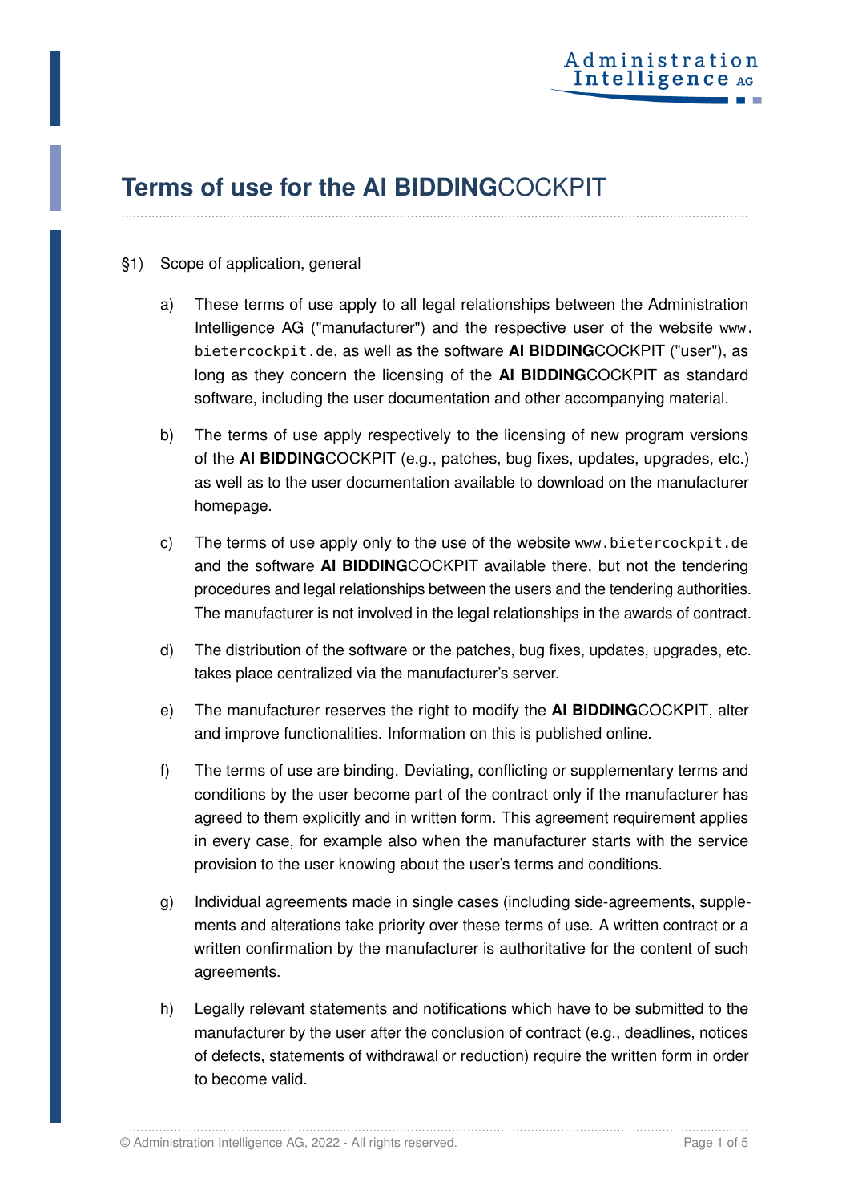# Terms of use for the AI **BIDDING**COCKPIT

§1) Scope of application, general

a) These terms of use apply to all legal relationships between the Administration Intelligence AG ("manufacturer") and the respective user of the website `www.bietercockpit.de`, as well as the software **AI BIDDING**COCKPIT ("user"), as long as they concern the licensing of the **AI BIDDING**COCKPIT as standard software, including the user documentation and other accompanying material.

b) The terms of use apply respectively to the licensing of new program versions of the **AI BIDDING**COCKPIT (e.g., patches, bug fixes, updates, upgrades, etc.) as well as to the user documentation available to download on the manufacturer homepage.

c) The terms of use apply only to the use of the website `www.bietercockpit.de` and the software **AI BIDDING**COCKPIT available there, but not the tendering procedures and legal relationships between the users and the tendering authorities. The manufacturer is not involved in the legal relationships in the awards of contract.

d) The distribution of the software or the patches, bug fixes, updates, upgrades, etc. takes place centralized via the manufacturer's server.

e) The manufacturer reserves the right to modify the **AI BIDDING**COCKPIT, alter and improve functionalities. Information on this is published online.

f) The terms of use are binding. Deviating, conflicting or supplementary terms and conditions by the user become part of the contract only if the manufacturer has agreed to them explicitly and in written form. This agreement requirement applies in every case, for example also when the manufacturer starts with the service provision to the user knowing about the user's terms and conditions.

g) Individual agreements made in single cases (including side-agreements, supplements and alterations take priority over these terms of use. A written contract or a written confirmation by the manufacturer is authoritative for the content of such agreements.

h) Legally relevant statements and notifications which have to be submitted to the manufacturer by the user after the conclusion of contract (e.g., deadlines, notices of defects, statements of withdrawal or reduction) require the written form in order to become valid.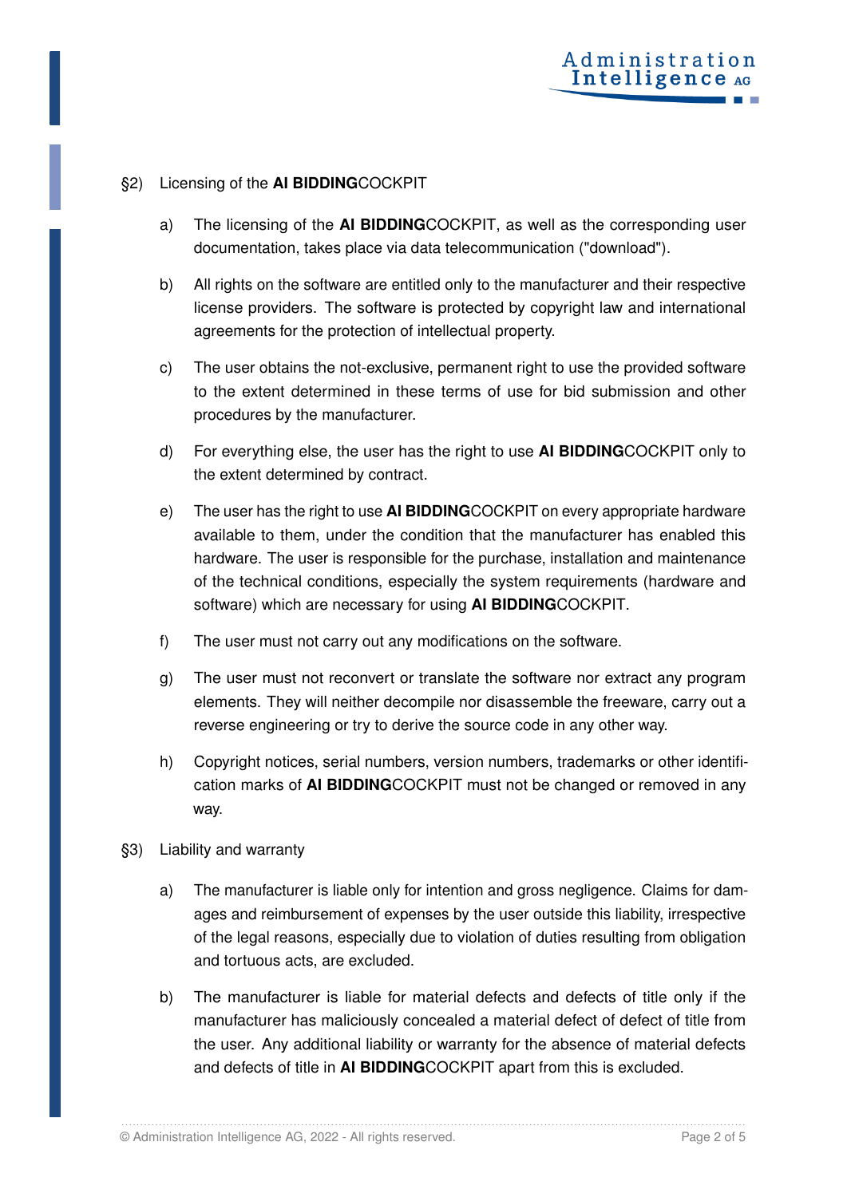§2) Licensing of the **AI BIDDING**COCKPIT

a) The licensing of the **AI BIDDING**COCKPIT, as well as the corresponding user documentation, takes place via data telecommunication ("download").

b) All rights on the software are entitled only to the manufacturer and their respective license providers. The software is protected by copyright law and international agreements for the protection of intellectual property.

c) The user obtains the not-exclusive, permanent right to use the provided software to the extent determined in these terms of use for bid submission and other procedures by the manufacturer.

d) For everything else, the user has the right to use **AI BIDDING**COCKPIT only to the extent determined by contract.

e) The user has the right to use **AI BIDDING**COCKPIT on every appropriate hardware available to them, under the condition that the manufacturer has enabled this hardware. The user is responsible for the purchase, installation and maintenance of the technical conditions, especially the system requirements (hardware and software) which are necessary for using **AI BIDDING**COCKPIT.

f) The user must not carry out any modifications on the software.

g) The user must not reconvert or translate the software nor extract any program elements. They will neither decompile nor disassemble the freeware, carry out a reverse engineering or try to derive the source code in any other way.

h) Copyright notices, serial numbers, version numbers, trademarks or other identification marks of **AI BIDDING**COCKPIT must not be changed or removed in any way.

§3) Liability and warranty

a) The manufacturer is liable only for intention and gross negligence. Claims for damages and reimbursement of expenses by the user outside this liability, irrespective of the legal reasons, especially due to violation of duties resulting from obligation and tortuous acts, are excluded.

b) The manufacturer is liable for material defects and defects of title only if the manufacturer has maliciously concealed a material defect of defect of title from the user. Any additional liability or warranty for the absence of material defects and defects of title in **AI BIDDING**COCKPIT apart from this is excluded.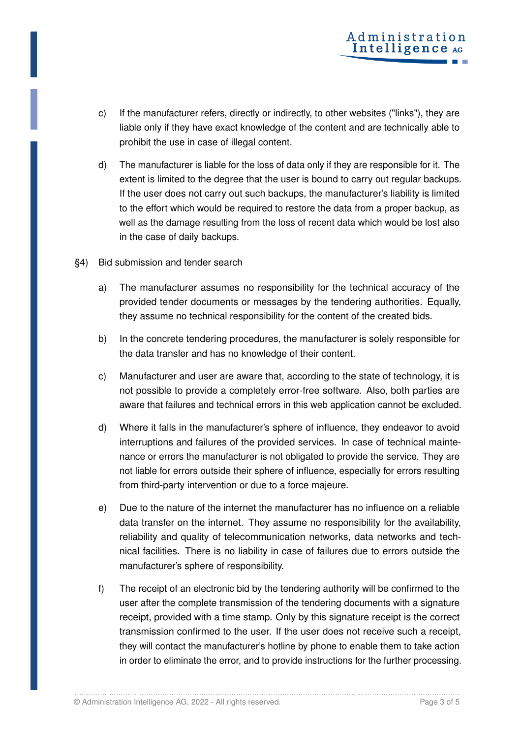c) If the manufacturer refers, directly or indirectly, to other websites ("links"), they are liable only if they have exact knowledge of the content and are technically able to prohibit the use in case of illegal content.

d) The manufacturer is liable for the loss of data only if they are responsible for it. The extent is limited to the degree that the user is bound to carry out regular backups. If the user does not carry out such backups, the manufacturer's liability is limited to the effort which would be required to restore the data from a proper backup, as well as the damage resulting from the loss of recent data which would be lost also in the case of daily backups.

§4) Bid submission and tender search

a) The manufacturer assumes no responsibility for the technical accuracy of the provided tender documents or messages by the tendering authorities. Equally, they assume no technical responsibility for the content of the created bids.

b) In the concrete tendering procedures, the manufacturer is solely responsible for the data transfer and has no knowledge of their content.

c) Manufacturer and user are aware that, according to the state of technology, it is not possible to provide a completely error-free software. Also, both parties are aware that failures and technical errors in this web application cannot be excluded.

d) Where it falls in the manufacturer's sphere of influence, they endeavor to avoid interruptions and failures of the provided services. In case of technical maintenance or errors the manufacturer is not obligated to provide the service. They are not liable for errors outside their sphere of influence, especially for errors resulting from third-party intervention or due to a force majeure.

e) Due to the nature of the internet the manufacturer has no influence on a reliable data transfer on the internet. They assume no responsibility for the availability, reliability and quality of telecommunication networks, data networks and technical facilities. There is no liability in case of failures due to errors outside the manufacturer's sphere of responsibility.

f) The receipt of an electronic bid by the tendering authority will be confirmed to the user after the complete transmission of the tendering documents with a signature receipt, provided with a time stamp. Only by this signature receipt is the correct transmission confirmed to the user. If the user does not receive such a receipt, they will contact the manufacturer's hotline by phone to enable them to take action in order to eliminate the error, and to provide instructions for the further processing.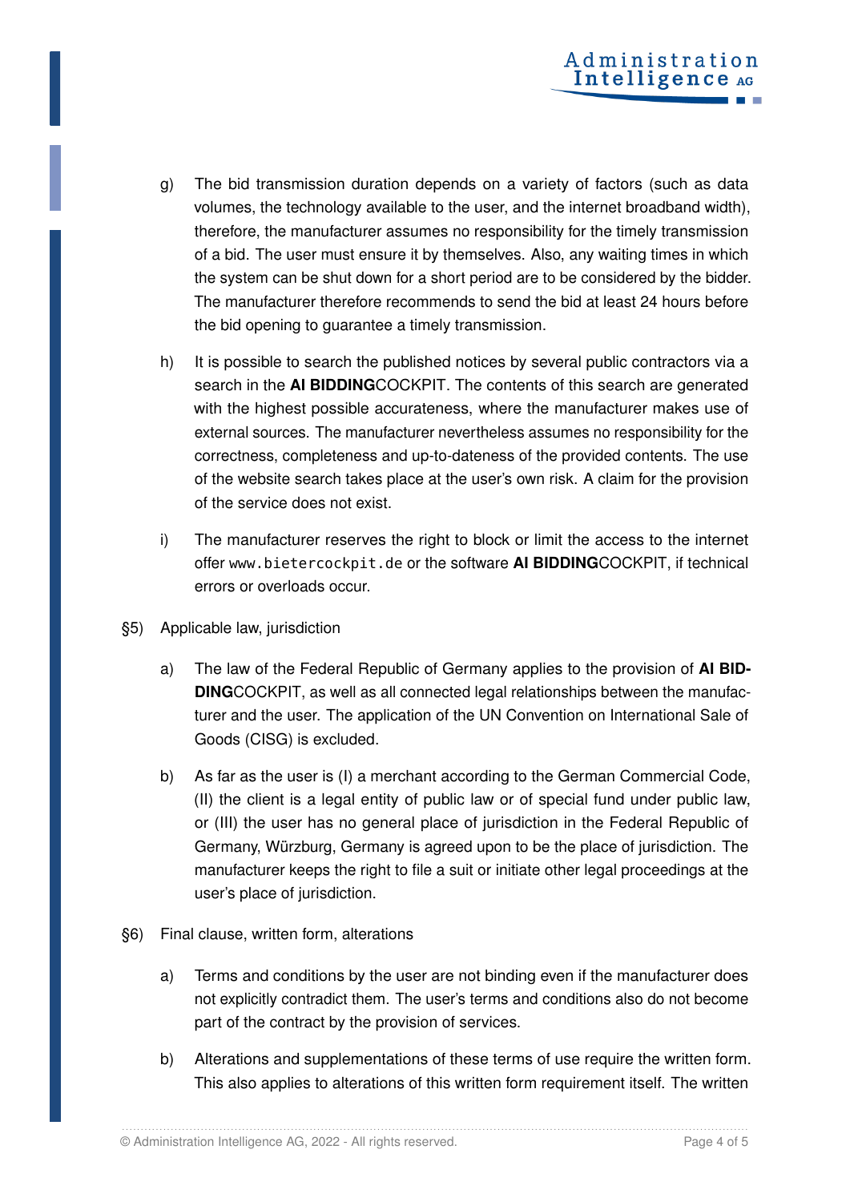g) The bid transmission duration depends on a variety of factors (such as data volumes, the technology available to the user, and the internet broadband width), therefore, the manufacturer assumes no responsibility for the timely transmission of a bid. The user must ensure it by themselves. Also, any waiting times in which the system can be shut down for a short period are to be considered by the bidder. The manufacturer therefore recommends to send the bid at least 24 hours before the bid opening to guarantee a timely transmission.

h) It is possible to search the published notices by several public contractors via a search in the **AI BIDDING**COCKPIT. The contents of this search are generated with the highest possible accurateness, where the manufacturer makes use of external sources. The manufacturer nevertheless assumes no responsibility for the correctness, completeness and up-to-dateness of the provided contents. The use of the website search takes place at the user's own risk. A claim for the provision of the service does not exist.

i) The manufacturer reserves the right to block or limit the access to the internet offer `www.bietercockpit.de` or the software **AI BIDDING**COCKPIT, if technical errors or overloads occur.

§5) Applicable law, jurisdiction

a) The law of the Federal Republic of Germany applies to the provision of **AI BIDDING**COCKPIT, as well as all connected legal relationships between the manufacturer and the user. The application of the UN Convention on International Sale of Goods (CISG) is excluded.

b) As far as the user is (I) a merchant according to the German Commercial Code, (II) the client is a legal entity of public law or of special fund under public law, or (III) the user has no general place of jurisdiction in the Federal Republic of Germany, Würzburg, Germany is agreed upon to be the place of jurisdiction. The manufacturer keeps the right to file a suit or initiate other legal proceedings at the user's place of jurisdiction.

§6) Final clause, written form, alterations

a) Terms and conditions by the user are not binding even if the manufacturer does not explicitly contradict them. The user's terms and conditions also do not become part of the contract by the provision of services.

b) Alterations and supplementations of these terms of use require the written form. This also applies to alterations of this written form requirement itself. The written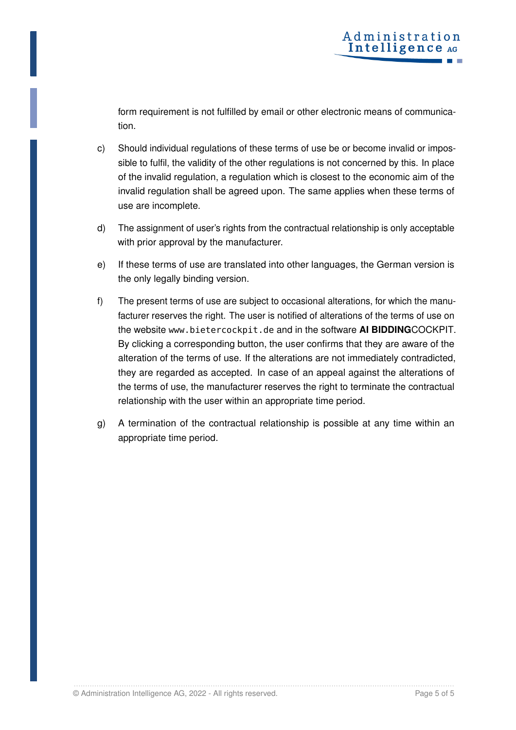form requirement is not fulfilled by email or other electronic means of communication.

c) Should individual regulations of these terms of use be or become invalid or impossible to fulfil, the validity of the other regulations is not concerned by this. In place of the invalid regulation, a regulation which is closest to the economic aim of the invalid regulation shall be agreed upon. The same applies when these terms of use are incomplete.

d) The assignment of user's rights from the contractual relationship is only acceptable with prior approval by the manufacturer.

e) If these terms of use are translated into other languages, the German version is the only legally binding version.

f) The present terms of use are subject to occasional alterations, for which the manufacturer reserves the right. The user is notified of alterations of the terms of use on the website `www.bietercockpit.de` and in the software **AI BIDDING**COCKPIT. By clicking a corresponding button, the user confirms that they are aware of the alteration of the terms of use. If the alterations are not immediately contradicted, they are regarded as accepted. In case of an appeal against the alterations of the terms of use, the manufacturer reserves the right to terminate the contractual relationship with the user within an appropriate time period.

g) A termination of the contractual relationship is possible at any time within an appropriate time period.